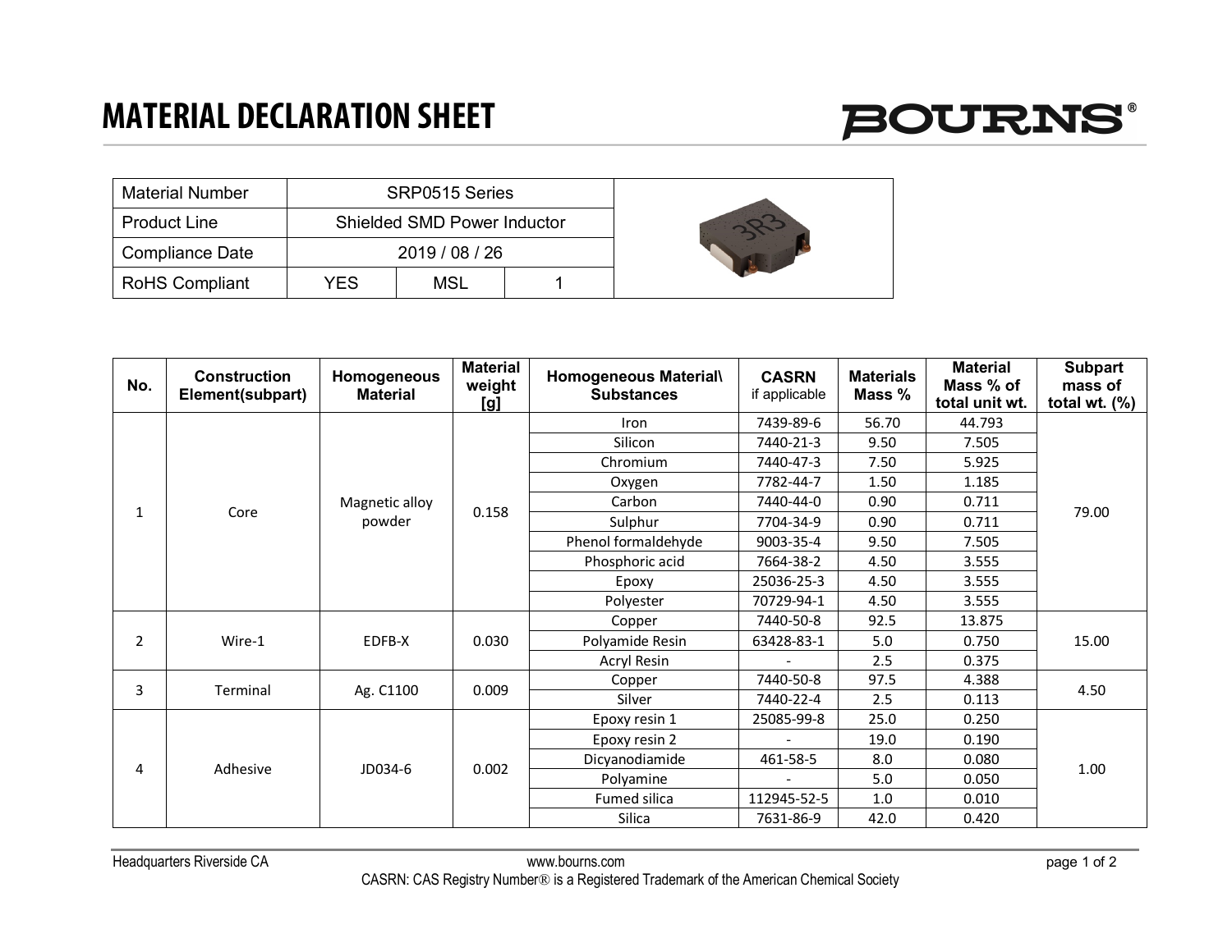# MATERIAL DECLARATION SHEET

BOURNS®

| Material Number | SRP0515 Series | | |
|---|---|---|---|
| Product Line | Shielded SMD Power Inductor | | |
| Compliance Date | 2019 / 08 / 26 | | |
| RoHS Compliant | YES | MSL | 1 |

| No. | Construction Element(subpart) | Homogeneous Material | Material weight [g] | Homogeneous Material\ Substances | CASRN if applicable | Materials Mass % | Material Mass % of total unit wt. | Subpart mass of total wt. (%) |
|---|---|---|---|---|---|---|---|---|
| 1 | Core | Magnetic alloy powder | 0.158 | Iron | 7439-89-6 | 56.70 | 44.793 | 79.00 |
| | | | | Silicon | 7440-21-3 | 9.50 | 7.505 | |
| | | | | Chromium | 7440-47-3 | 7.50 | 5.925 | |
| | | | | Oxygen | 7782-44-7 | 1.50 | 1.185 | |
| | | | | Carbon | 7440-44-0 | 0.90 | 0.711 | |
| | | | | Sulphur | 7704-34-9 | 0.90 | 0.711 | |
| | | | | Phenol formaldehyde | 9003-35-4 | 9.50 | 7.505 | |
| | | | | Phosphoric acid | 7664-38-2 | 4.50 | 3.555 | |
| | | | | Epoxy | 25036-25-3 | 4.50 | 3.555 | |
| | | | | Polyester | 70729-94-1 | 4.50 | 3.555 | |
| 2 | Wire-1 | EDFB-X | 0.030 | Copper | 7440-50-8 | 92.5 | 13.875 | 15.00 |
| | | | | Polyamide Resin | 63428-83-1 | 5.0 | 0.750 | |
| | | | | Acryl Resin | - | 2.5 | 0.375 | |
| 3 | Terminal | Ag. C1100 | 0.009 | Copper | 7440-50-8 | 97.5 | 4.388 | 4.50 |
| | | | | Silver | 7440-22-4 | 2.5 | 0.113 | |
| 4 | Adhesive | JD034-6 | 0.002 | Epoxy resin 1 | 25085-99-8 | 25.0 | 0.250 | 1.00 |
| | | | | Epoxy resin 2 | - | 19.0 | 0.190 | |
| | | | | Dicyanodiamide | 461-58-5 | 8.0 | 0.080 | |
| | | | | Polyamine | - | 5.0 | 0.050 | |
| | | | | Fumed silica | 112945-52-5 | 1.0 | 0.010 | |
| | | | | Silica | 7631-86-9 | 42.0 | 0.420 | |

Headquarters Riverside CA www.bourns.com

CASRN: CAS Registry Number® is a Registered Trademark of the American Chemical Society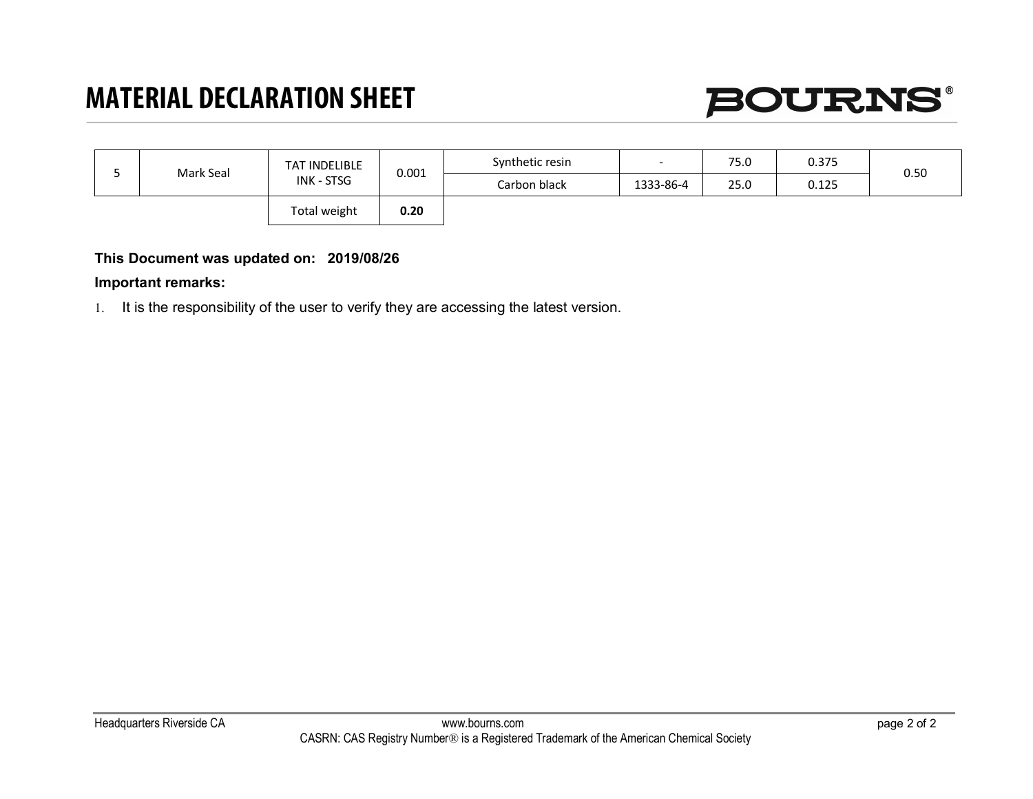# MATERIAL DECLARATION SHEET

| | | | | | | | | |
|---|---|---|---|---|---|---|---|---|
| 5 | Mark Seal | TAT INDELIBLE INK - STSG | 0.001 | Synthetic resin | - | 75.0 | 0.375 | 0.50 |
| | | | | Carbon black | 1333-86-4 | 25.0 | 0.125 | |
| | | Total weight | **0.20** | | | | | |

**This Document was updated on: 2019/08/26**

**Important remarks:**

1. It is the responsibility of the user to verify they are accessing the latest version.

Headquarters Riverside CA    www.bourns.com

CASRN: CAS Registry Number® is a Registered Trademark of the American Chemical Society